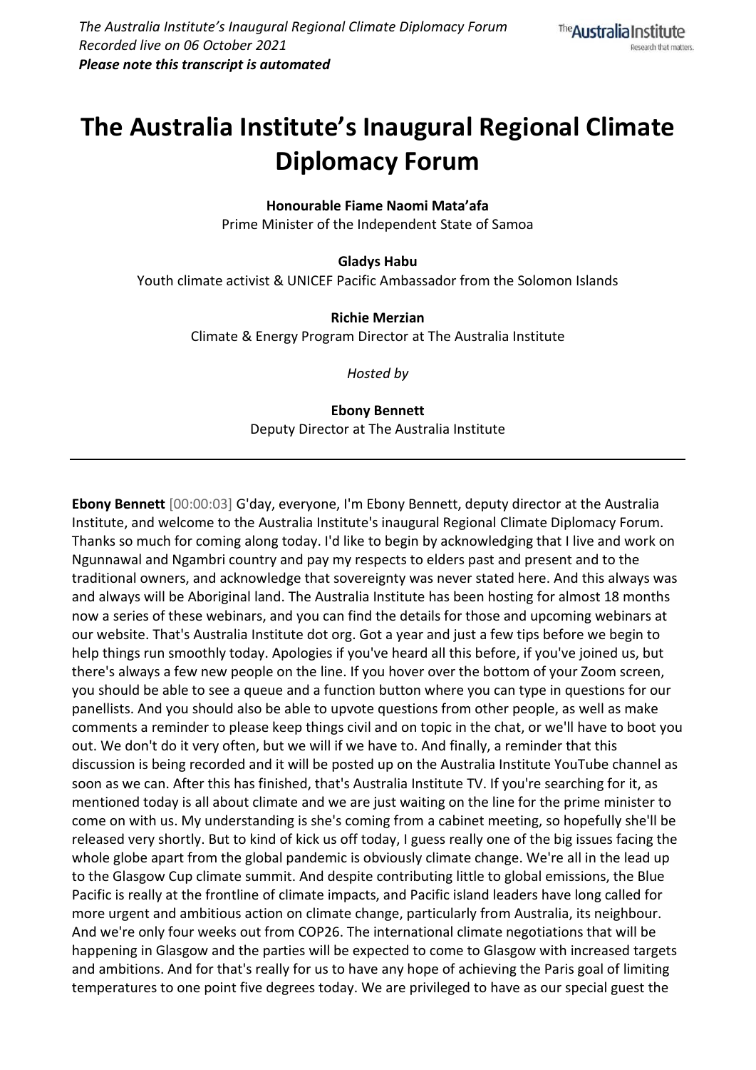*The Australia Institute's Inaugural Regional Climate Diplomacy Forum*
*Recorded live on 06 October 2021*
***Please note this transcript is automated***

# The Australia Institute's Inaugural Regional Climate Diplomacy Forum

**Honourable Fiame Naomi Mata'afa**
Prime Minister of the Independent State of Samoa

**Gladys Habu**
Youth climate activist & UNICEF Pacific Ambassador from the Solomon Islands

**Richie Merzian**
Climate & Energy Program Director at The Australia Institute

*Hosted by*

**Ebony Bennett**
Deputy Director at The Australia Institute

---

**Ebony Bennett** [00:00:03] G'day, everyone, I'm Ebony Bennett, deputy director at the Australia Institute, and welcome to the Australia Institute's inaugural Regional Climate Diplomacy Forum. Thanks so much for coming along today. I'd like to begin by acknowledging that I live and work on Ngunnawal and Ngambri country and pay my respects to elders past and present and to the traditional owners, and acknowledge that sovereignty was never stated here. And this always was and always will be Aboriginal land. The Australia Institute has been hosting for almost 18 months now a series of these webinars, and you can find the details for those and upcoming webinars at our website. That's Australia Institute dot org. Got a year and just a few tips before we begin to help things run smoothly today. Apologies if you've heard all this before, if you've joined us, but there's always a few new people on the line. If you hover over the bottom of your Zoom screen, you should be able to see a queue and a function button where you can type in questions for our panellists. And you should also be able to upvote questions from other people, as well as make comments a reminder to please keep things civil and on topic in the chat, or we'll have to boot you out. We don't do it very often, but we will if we have to. And finally, a reminder that this discussion is being recorded and it will be posted up on the Australia Institute YouTube channel as soon as we can. After this has finished, that's Australia Institute TV. If you're searching for it, as mentioned today is all about climate and we are just waiting on the line for the prime minister to come on with us. My understanding is she's coming from a cabinet meeting, so hopefully she'll be released very shortly. But to kind of kick us off today, I guess really one of the big issues facing the whole globe apart from the global pandemic is obviously climate change. We're all in the lead up to the Glasgow Cup climate summit. And despite contributing little to global emissions, the Blue Pacific is really at the frontline of climate impacts, and Pacific island leaders have long called for more urgent and ambitious action on climate change, particularly from Australia, its neighbour. And we're only four weeks out from COP26. The international climate negotiations that will be happening in Glasgow and the parties will be expected to come to Glasgow with increased targets and ambitions. And for that's really for us to have any hope of achieving the Paris goal of limiting temperatures to one point five degrees today. We are privileged to have as our special guest the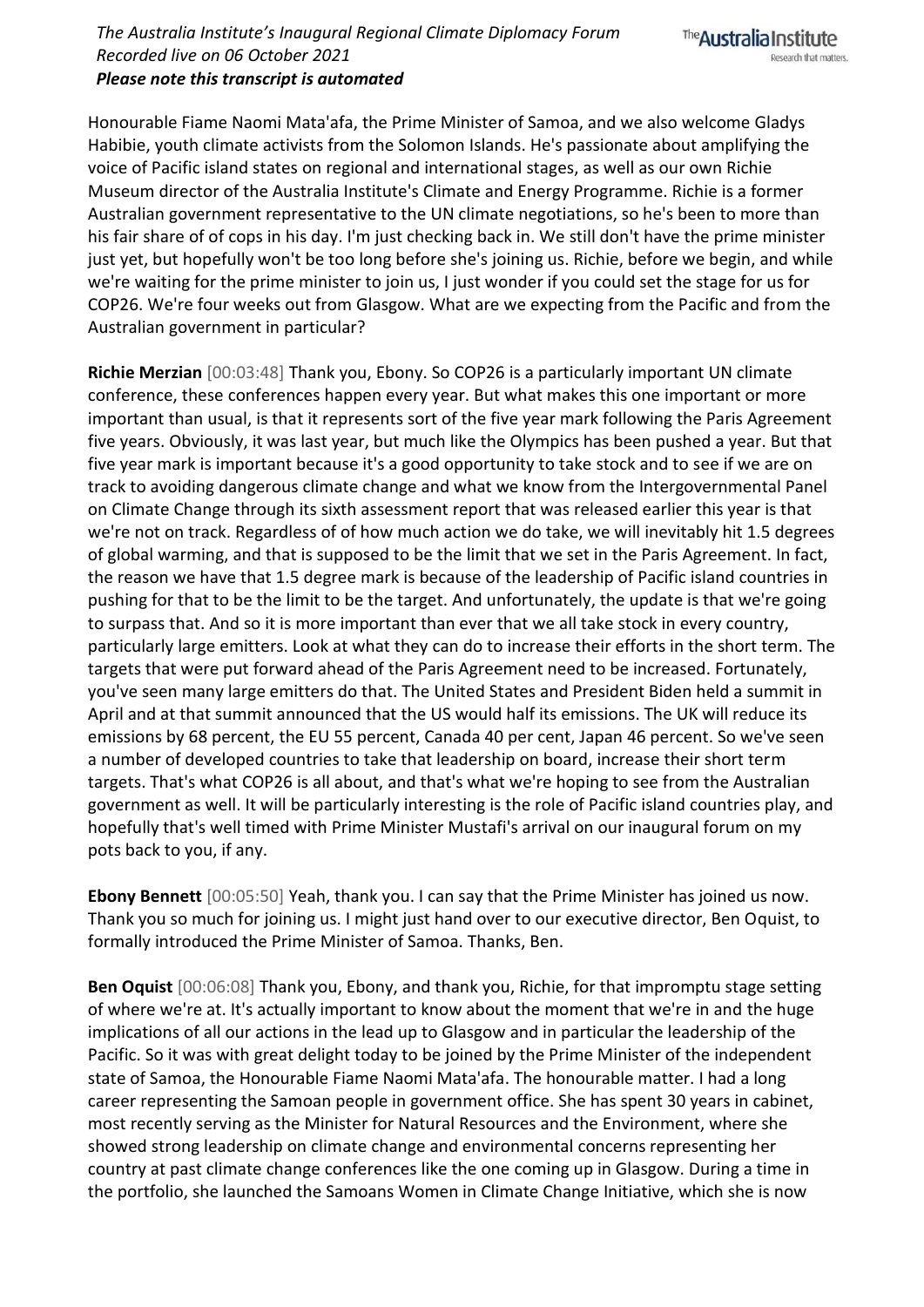Honourable Fiame Naomi Mata'afa, the Prime Minister of Samoa, and we also welcome Gladys Habibie, youth climate activists from the Solomon Islands. He's passionate about amplifying the voice of Pacific island states on regional and international stages, as well as our own Richie Museum director of the Australia Institute's Climate and Energy Programme. Richie is a former Australian government representative to the UN climate negotiations, so he's been to more than his fair share of of cops in his day. I'm just checking back in. We still don't have the prime minister just yet, but hopefully won't be too long before she's joining us. Richie, before we begin, and while we're waiting for the prime minister to join us, I just wonder if you could set the stage for us for COP26. We're four weeks out from Glasgow. What are we expecting from the Pacific and from the Australian government in particular?

**Richie Merzian** [00:03:48] Thank you, Ebony. So COP26 is a particularly important UN climate conference, these conferences happen every year. But what makes this one important or more important than usual, is that it represents sort of the five year mark following the Paris Agreement five years. Obviously, it was last year, but much like the Olympics has been pushed a year. But that five year mark is important because it's a good opportunity to take stock and to see if we are on track to avoiding dangerous climate change and what we know from the Intergovernmental Panel on Climate Change through its sixth assessment report that was released earlier this year is that we're not on track. Regardless of of how much action we do take, we will inevitably hit 1.5 degrees of global warming, and that is supposed to be the limit that we set in the Paris Agreement. In fact, the reason we have that 1.5 degree mark is because of the leadership of Pacific island countries in pushing for that to be the limit to be the target. And unfortunately, the update is that we're going to surpass that. And so it is more important than ever that we all take stock in every country, particularly large emitters. Look at what they can do to increase their efforts in the short term. The targets that were put forward ahead of the Paris Agreement need to be increased. Fortunately, you've seen many large emitters do that. The United States and President Biden held a summit in April and at that summit announced that the US would half its emissions. The UK will reduce its emissions by 68 percent, the EU 55 percent, Canada 40 per cent, Japan 46 percent. So we've seen a number of developed countries to take that leadership on board, increase their short term targets. That's what COP26 is all about, and that's what we're hoping to see from the Australian government as well. It will be particularly interesting is the role of Pacific island countries play, and hopefully that's well timed with Prime Minister Mustafi's arrival on our inaugural forum on my pots back to you, if any.

**Ebony Bennett** [00:05:50] Yeah, thank you. I can say that the Prime Minister has joined us now. Thank you so much for joining us. I might just hand over to our executive director, Ben Oquist, to formally introduced the Prime Minister of Samoa. Thanks, Ben.

**Ben Oquist** [00:06:08] Thank you, Ebony, and thank you, Richie, for that impromptu stage setting of where we're at. It's actually important to know about the moment that we're in and the huge implications of all our actions in the lead up to Glasgow and in particular the leadership of the Pacific. So it was with great delight today to be joined by the Prime Minister of the independent state of Samoa, the Honourable Fiame Naomi Mata'afa. The honourable matter. I had a long career representing the Samoan people in government office. She has spent 30 years in cabinet, most recently serving as the Minister for Natural Resources and the Environment, where she showed strong leadership on climate change and environmental concerns representing her country at past climate change conferences like the one coming up in Glasgow. During a time in the portfolio, she launched the Samoans Women in Climate Change Initiative, which she is now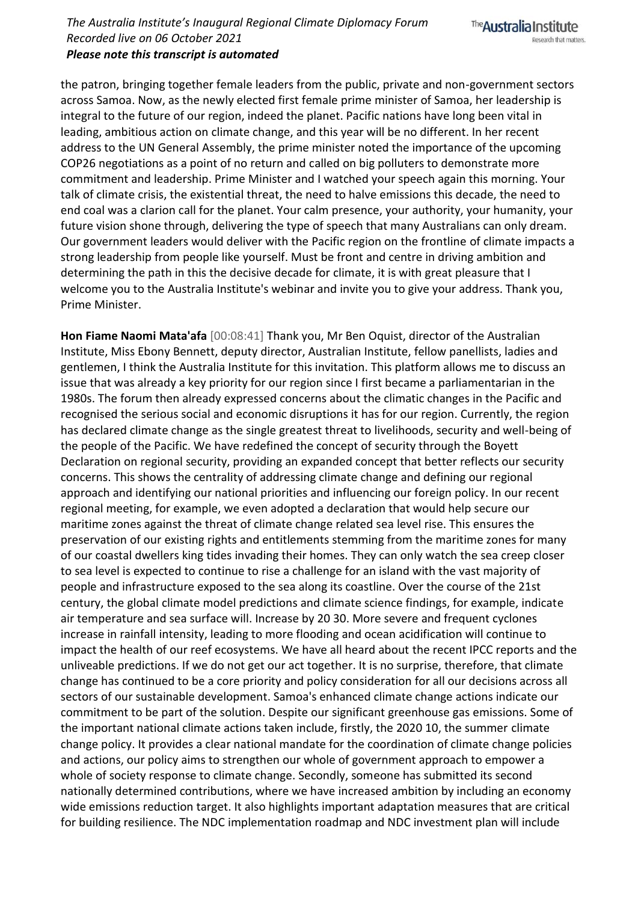the patron, bringing together female leaders from the public, private and non-government sectors across Samoa. Now, as the newly elected first female prime minister of Samoa, her leadership is integral to the future of our region, indeed the planet. Pacific nations have long been vital in leading, ambitious action on climate change, and this year will be no different. In her recent address to the UN General Assembly, the prime minister noted the importance of the upcoming COP26 negotiations as a point of no return and called on big polluters to demonstrate more commitment and leadership. Prime Minister and I watched your speech again this morning. Your talk of climate crisis, the existential threat, the need to halve emissions this decade, the need to end coal was a clarion call for the planet. Your calm presence, your authority, your humanity, your future vision shone through, delivering the type of speech that many Australians can only dream. Our government leaders would deliver with the Pacific region on the frontline of climate impacts a strong leadership from people like yourself. Must be front and centre in driving ambition and determining the path in this the decisive decade for climate, it is with great pleasure that I welcome you to the Australia Institute's webinar and invite you to give your address. Thank you, Prime Minister.

**Hon Fiame Naomi Mata'afa** [00:08:41] Thank you, Mr Ben Oquist, director of the Australian Institute, Miss Ebony Bennett, deputy director, Australian Institute, fellow panellists, ladies and gentlemen, I think the Australia Institute for this invitation. This platform allows me to discuss an issue that was already a key priority for our region since I first became a parliamentarian in the 1980s. The forum then already expressed concerns about the climatic changes in the Pacific and recognised the serious social and economic disruptions it has for our region. Currently, the region has declared climate change as the single greatest threat to livelihoods, security and well-being of the people of the Pacific. We have redefined the concept of security through the Boyett Declaration on regional security, providing an expanded concept that better reflects our security concerns. This shows the centrality of addressing climate change and defining our regional approach and identifying our national priorities and influencing our foreign policy. In our recent regional meeting, for example, we even adopted a declaration that would help secure our maritime zones against the threat of climate change related sea level rise. This ensures the preservation of our existing rights and entitlements stemming from the maritime zones for many of our coastal dwellers king tides invading their homes. They can only watch the sea creep closer to sea level is expected to continue to rise a challenge for an island with the vast majority of people and infrastructure exposed to the sea along its coastline. Over the course of the 21st century, the global climate model predictions and climate science findings, for example, indicate air temperature and sea surface will. Increase by 20 30. More severe and frequent cyclones increase in rainfall intensity, leading to more flooding and ocean acidification will continue to impact the health of our reef ecosystems. We have all heard about the recent IPCC reports and the unliveable predictions. If we do not get our act together. It is no surprise, therefore, that climate change has continued to be a core priority and policy consideration for all our decisions across all sectors of our sustainable development. Samoa's enhanced climate change actions indicate our commitment to be part of the solution. Despite our significant greenhouse gas emissions. Some of the important national climate actions taken include, firstly, the 2020 10, the summer climate change policy. It provides a clear national mandate for the coordination of climate change policies and actions, our policy aims to strengthen our whole of government approach to empower a whole of society response to climate change. Secondly, someone has submitted its second nationally determined contributions, where we have increased ambition by including an economy wide emissions reduction target. It also highlights important adaptation measures that are critical for building resilience. The NDC implementation roadmap and NDC investment plan will include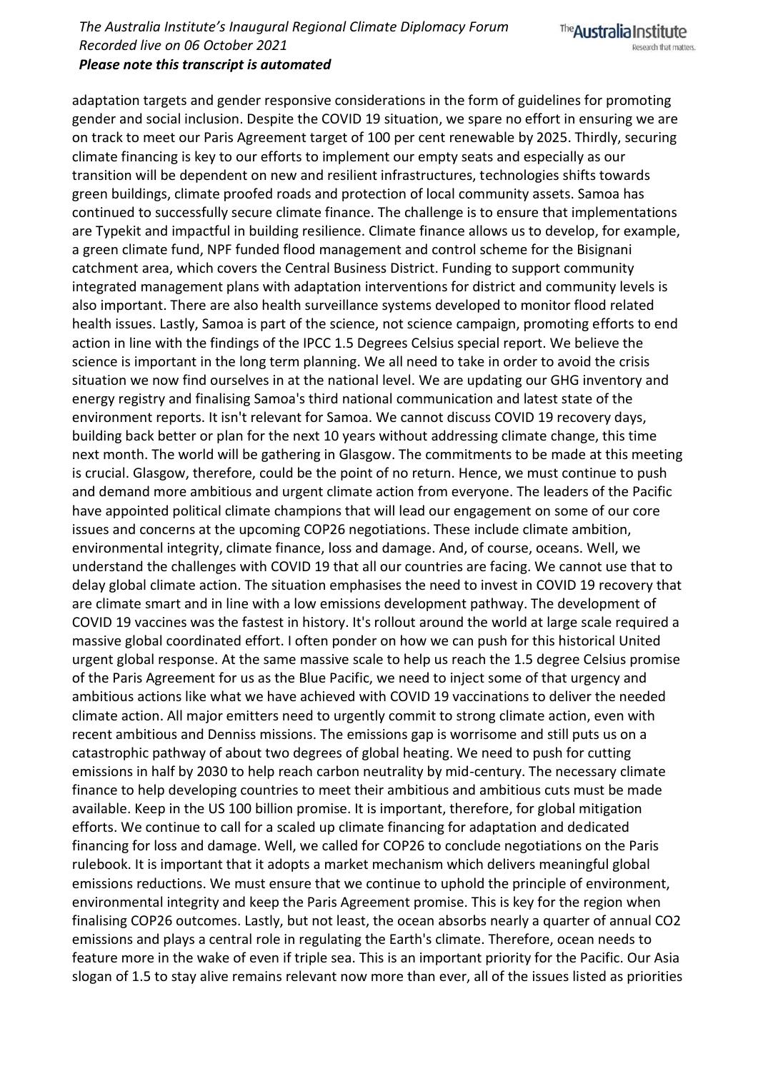adaptation targets and gender responsive considerations in the form of guidelines for promoting gender and social inclusion. Despite the COVID 19 situation, we spare no effort in ensuring we are on track to meet our Paris Agreement target of 100 per cent renewable by 2025. Thirdly, securing climate financing is key to our efforts to implement our empty seats and especially as our transition will be dependent on new and resilient infrastructures, technologies shifts towards green buildings, climate proofed roads and protection of local community assets. Samoa has continued to successfully secure climate finance. The challenge is to ensure that implementations are Typekit and impactful in building resilience. Climate finance allows us to develop, for example, a green climate fund, NPF funded flood management and control scheme for the Bisignani catchment area, which covers the Central Business District. Funding to support community integrated management plans with adaptation interventions for district and community levels is also important. There are also health surveillance systems developed to monitor flood related health issues. Lastly, Samoa is part of the science, not science campaign, promoting efforts to end action in line with the findings of the IPCC 1.5 Degrees Celsius special report. We believe the science is important in the long term planning. We all need to take in order to avoid the crisis situation we now find ourselves in at the national level. We are updating our GHG inventory and energy registry and finalising Samoa's third national communication and latest state of the environment reports. It isn't relevant for Samoa. We cannot discuss COVID 19 recovery days, building back better or plan for the next 10 years without addressing climate change, this time next month. The world will be gathering in Glasgow. The commitments to be made at this meeting is crucial. Glasgow, therefore, could be the point of no return. Hence, we must continue to push and demand more ambitious and urgent climate action from everyone. The leaders of the Pacific have appointed political climate champions that will lead our engagement on some of our core issues and concerns at the upcoming COP26 negotiations. These include climate ambition, environmental integrity, climate finance, loss and damage. And, of course, oceans. Well, we understand the challenges with COVID 19 that all our countries are facing. We cannot use that to delay global climate action. The situation emphasises the need to invest in COVID 19 recovery that are climate smart and in line with a low emissions development pathway. The development of COVID 19 vaccines was the fastest in history. It's rollout around the world at large scale required a massive global coordinated effort. I often ponder on how we can push for this historical United urgent global response. At the same massive scale to help us reach the 1.5 degree Celsius promise of the Paris Agreement for us as the Blue Pacific, we need to inject some of that urgency and ambitious actions like what we have achieved with COVID 19 vaccinations to deliver the needed climate action. All major emitters need to urgently commit to strong climate action, even with recent ambitious and Denniss missions. The emissions gap is worrisome and still puts us on a catastrophic pathway of about two degrees of global heating. We need to push for cutting emissions in half by 2030 to help reach carbon neutrality by mid-century. The necessary climate finance to help developing countries to meet their ambitious and ambitious cuts must be made available. Keep in the US 100 billion promise. It is important, therefore, for global mitigation efforts. We continue to call for a scaled up climate financing for adaptation and dedicated financing for loss and damage. Well, we called for COP26 to conclude negotiations on the Paris rulebook. It is important that it adopts a market mechanism which delivers meaningful global emissions reductions. We must ensure that we continue to uphold the principle of environment, environmental integrity and keep the Paris Agreement promise. This is key for the region when finalising COP26 outcomes. Lastly, but not least, the ocean absorbs nearly a quarter of annual CO2 emissions and plays a central role in regulating the Earth's climate. Therefore, ocean needs to feature more in the wake of even if triple sea. This is an important priority for the Pacific. Our Asia slogan of 1.5 to stay alive remains relevant now more than ever, all of the issues listed as priorities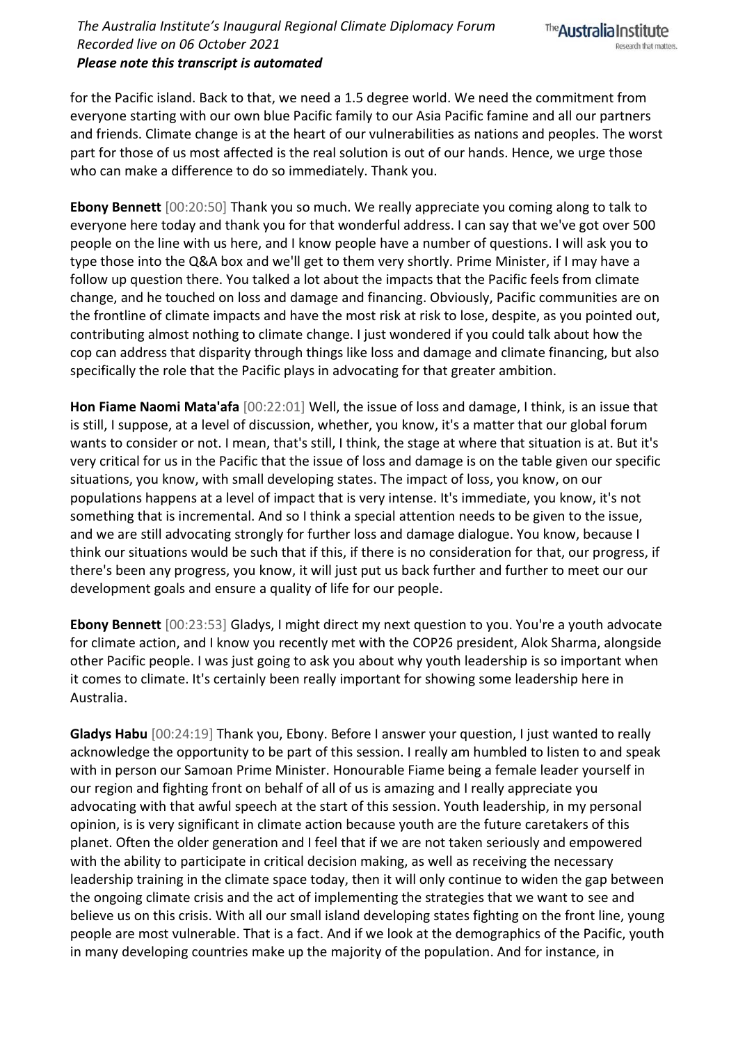for the Pacific island. Back to that, we need a 1.5 degree world. We need the commitment from everyone starting with our own blue Pacific family to our Asia Pacific famine and all our partners and friends. Climate change is at the heart of our vulnerabilities as nations and peoples. The worst part for those of us most affected is the real solution is out of our hands. Hence, we urge those who can make a difference to do so immediately. Thank you.

**Ebony Bennett** [00:20:50] Thank you so much. We really appreciate you coming along to talk to everyone here today and thank you for that wonderful address. I can say that we've got over 500 people on the line with us here, and I know people have a number of questions. I will ask you to type those into the Q&A box and we'll get to them very shortly. Prime Minister, if I may have a follow up question there. You talked a lot about the impacts that the Pacific feels from climate change, and he touched on loss and damage and financing. Obviously, Pacific communities are on the frontline of climate impacts and have the most risk at risk to lose, despite, as you pointed out, contributing almost nothing to climate change. I just wondered if you could talk about how the cop can address that disparity through things like loss and damage and climate financing, but also specifically the role that the Pacific plays in advocating for that greater ambition.

**Hon Fiame Naomi Mata'afa** [00:22:01] Well, the issue of loss and damage, I think, is an issue that is still, I suppose, at a level of discussion, whether, you know, it's a matter that our global forum wants to consider or not. I mean, that's still, I think, the stage at where that situation is at. But it's very critical for us in the Pacific that the issue of loss and damage is on the table given our specific situations, you know, with small developing states. The impact of loss, you know, on our populations happens at a level of impact that is very intense. It's immediate, you know, it's not something that is incremental. And so I think a special attention needs to be given to the issue, and we are still advocating strongly for further loss and damage dialogue. You know, because I think our situations would be such that if this, if there is no consideration for that, our progress, if there's been any progress, you know, it will just put us back further and further to meet our our development goals and ensure a quality of life for our people.

**Ebony Bennett** [00:23:53] Gladys, I might direct my next question to you. You're a youth advocate for climate action, and I know you recently met with the COP26 president, Alok Sharma, alongside other Pacific people. I was just going to ask you about why youth leadership is so important when it comes to climate. It's certainly been really important for showing some leadership here in Australia.

**Gladys Habu** [00:24:19] Thank you, Ebony. Before I answer your question, I just wanted to really acknowledge the opportunity to be part of this session. I really am humbled to listen to and speak with in person our Samoan Prime Minister. Honourable Fiame being a female leader yourself in our region and fighting front on behalf of all of us is amazing and I really appreciate you advocating with that awful speech at the start of this session. Youth leadership, in my personal opinion, is is very significant in climate action because youth are the future caretakers of this planet. Often the older generation and I feel that if we are not taken seriously and empowered with the ability to participate in critical decision making, as well as receiving the necessary leadership training in the climate space today, then it will only continue to widen the gap between the ongoing climate crisis and the act of implementing the strategies that we want to see and believe us on this crisis. With all our small island developing states fighting on the front line, young people are most vulnerable. That is a fact. And if we look at the demographics of the Pacific, youth in many developing countries make up the majority of the population. And for instance, in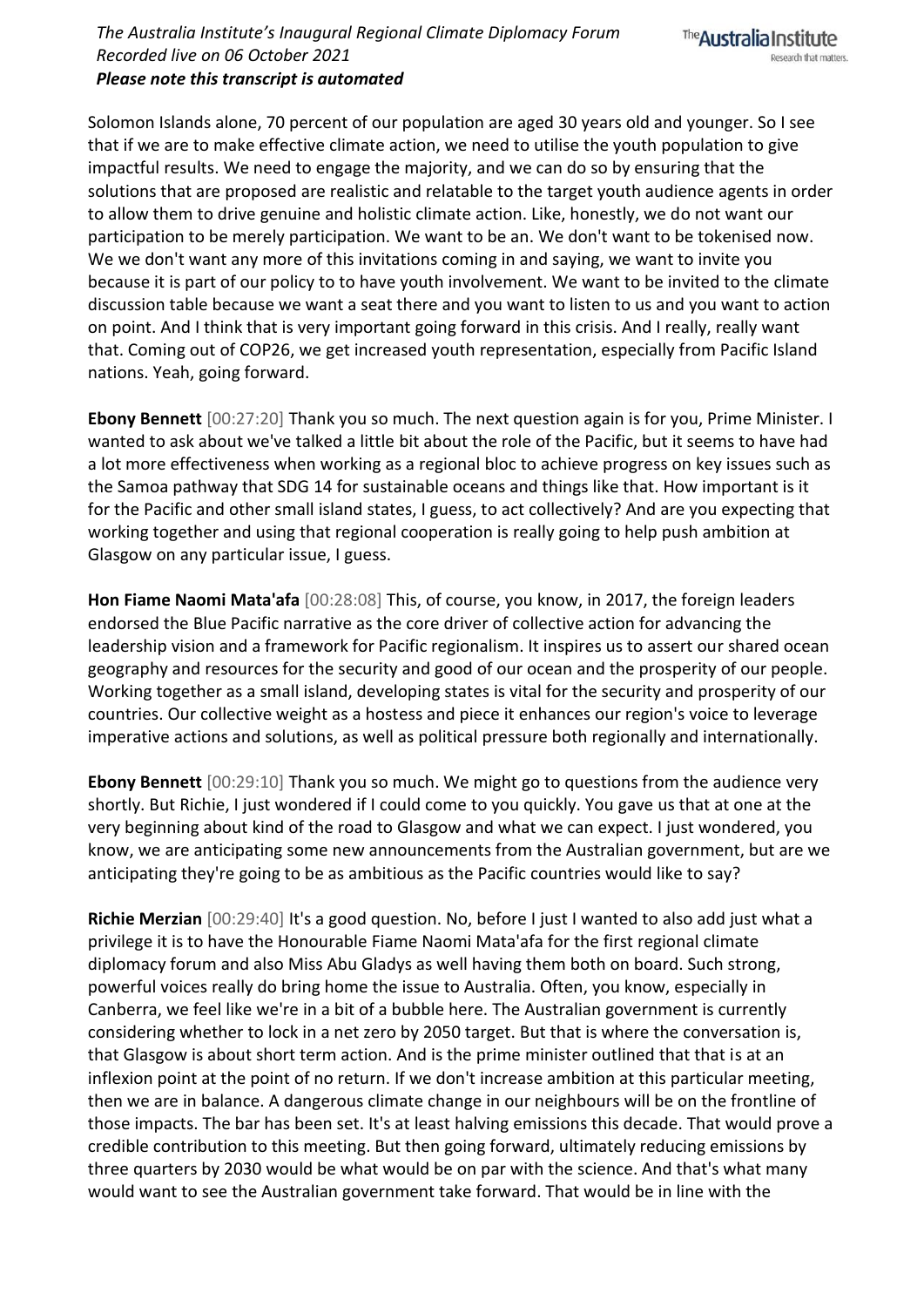Solomon Islands alone, 70 percent of our population are aged 30 years old and younger. So I see that if we are to make effective climate action, we need to utilise the youth population to give impactful results. We need to engage the majority, and we can do so by ensuring that the solutions that are proposed are realistic and relatable to the target youth audience agents in order to allow them to drive genuine and holistic climate action. Like, honestly, we do not want our participation to be merely participation. We want to be an. We don't want to be tokenised now. We we don't want any more of this invitations coming in and saying, we want to invite you because it is part of our policy to to have youth involvement. We want to be invited to the climate discussion table because we want a seat there and you want to listen to us and you want to action on point. And I think that is very important going forward in this crisis. And I really, really want that. Coming out of COP26, we get increased youth representation, especially from Pacific Island nations. Yeah, going forward.

**Ebony Bennett** [00:27:20] Thank you so much. The next question again is for you, Prime Minister. I wanted to ask about we've talked a little bit about the role of the Pacific, but it seems to have had a lot more effectiveness when working as a regional bloc to achieve progress on key issues such as the Samoa pathway that SDG 14 for sustainable oceans and things like that. How important is it for the Pacific and other small island states, I guess, to act collectively? And are you expecting that working together and using that regional cooperation is really going to help push ambition at Glasgow on any particular issue, I guess.

**Hon Fiame Naomi Mata'afa** [00:28:08] This, of course, you know, in 2017, the foreign leaders endorsed the Blue Pacific narrative as the core driver of collective action for advancing the leadership vision and a framework for Pacific regionalism. It inspires us to assert our shared ocean geography and resources for the security and good of our ocean and the prosperity of our people. Working together as a small island, developing states is vital for the security and prosperity of our countries. Our collective weight as a hostess and piece it enhances our region's voice to leverage imperative actions and solutions, as well as political pressure both regionally and internationally.

**Ebony Bennett** [00:29:10] Thank you so much. We might go to questions from the audience very shortly. But Richie, I just wondered if I could come to you quickly. You gave us that at one at the very beginning about kind of the road to Glasgow and what we can expect. I just wondered, you know, we are anticipating some new announcements from the Australian government, but are we anticipating they're going to be as ambitious as the Pacific countries would like to say?

**Richie Merzian** [00:29:40] It's a good question. No, before I just I wanted to also add just what a privilege it is to have the Honourable Fiame Naomi Mata'afa for the first regional climate diplomacy forum and also Miss Abu Gladys as well having them both on board. Such strong, powerful voices really do bring home the issue to Australia. Often, you know, especially in Canberra, we feel like we're in a bit of a bubble here. The Australian government is currently considering whether to lock in a net zero by 2050 target. But that is where the conversation is, that Glasgow is about short term action. And is the prime minister outlined that that is at an inflexion point at the point of no return. If we don't increase ambition at this particular meeting, then we are in balance. A dangerous climate change in our neighbours will be on the frontline of those impacts. The bar has been set. It's at least halving emissions this decade. That would prove a credible contribution to this meeting. But then going forward, ultimately reducing emissions by three quarters by 2030 would be what would be on par with the science. And that's what many would want to see the Australian government take forward. That would be in line with the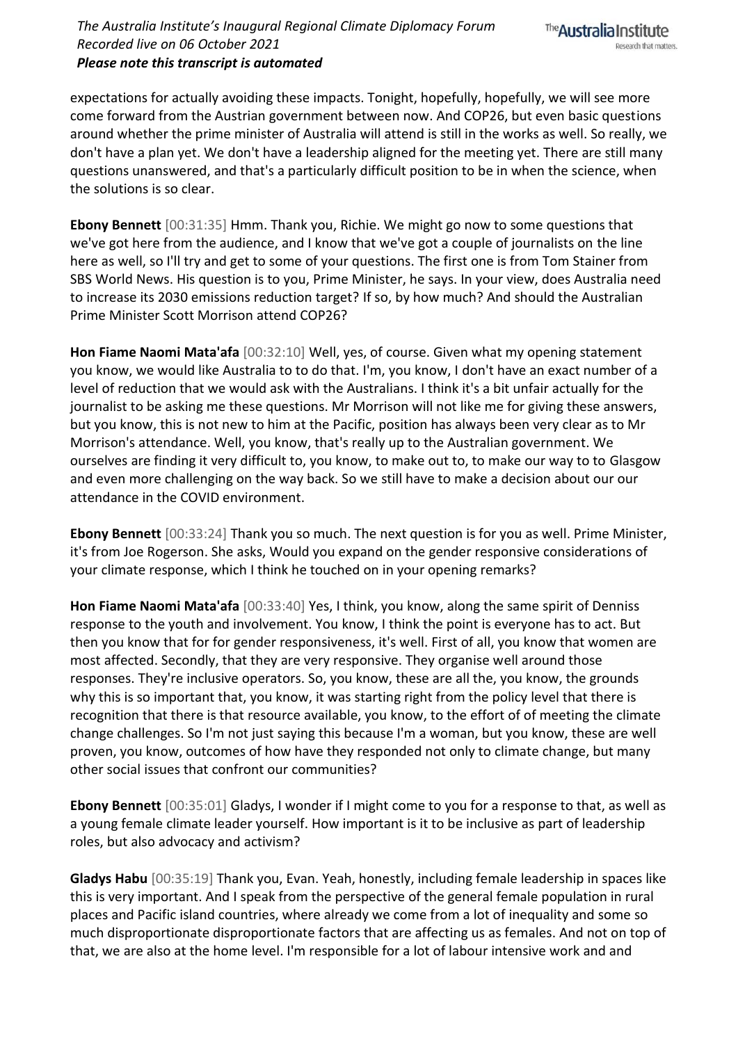expectations for actually avoiding these impacts. Tonight, hopefully, hopefully, we will see more come forward from the Austrian government between now. And COP26, but even basic questions around whether the prime minister of Australia will attend is still in the works as well. So really, we don't have a plan yet. We don't have a leadership aligned for the meeting yet. There are still many questions unanswered, and that's a particularly difficult position to be in when the science, when the solutions is so clear.

**Ebony Bennett** [00:31:35] Hmm. Thank you, Richie. We might go now to some questions that we've got here from the audience, and I know that we've got a couple of journalists on the line here as well, so I'll try and get to some of your questions. The first one is from Tom Stainer from SBS World News. His question is to you, Prime Minister, he says. In your view, does Australia need to increase its 2030 emissions reduction target? If so, by how much? And should the Australian Prime Minister Scott Morrison attend COP26?

**Hon Fiame Naomi Mata'afa** [00:32:10] Well, yes, of course. Given what my opening statement you know, we would like Australia to to do that. I'm, you know, I don't have an exact number of a level of reduction that we would ask with the Australians. I think it's a bit unfair actually for the journalist to be asking me these questions. Mr Morrison will not like me for giving these answers, but you know, this is not new to him at the Pacific, position has always been very clear as to Mr Morrison's attendance. Well, you know, that's really up to the Australian government. We ourselves are finding it very difficult to, you know, to make out to, to make our way to to Glasgow and even more challenging on the way back. So we still have to make a decision about our our attendance in the COVID environment.

**Ebony Bennett** [00:33:24] Thank you so much. The next question is for you as well. Prime Minister, it's from Joe Rogerson. She asks, Would you expand on the gender responsive considerations of your climate response, which I think he touched on in your opening remarks?

**Hon Fiame Naomi Mata'afa** [00:33:40] Yes, I think, you know, along the same spirit of Denniss response to the youth and involvement. You know, I think the point is everyone has to act. But then you know that for for gender responsiveness, it's well. First of all, you know that women are most affected. Secondly, that they are very responsive. They organise well around those responses. They're inclusive operators. So, you know, these are all the, you know, the grounds why this is so important that, you know, it was starting right from the policy level that there is recognition that there is that resource available, you know, to the effort of of meeting the climate change challenges. So I'm not just saying this because I'm a woman, but you know, these are well proven, you know, outcomes of how have they responded not only to climate change, but many other social issues that confront our communities?

**Ebony Bennett** [00:35:01] Gladys, I wonder if I might come to you for a response to that, as well as a young female climate leader yourself. How important is it to be inclusive as part of leadership roles, but also advocacy and activism?

**Gladys Habu** [00:35:19] Thank you, Evan. Yeah, honestly, including female leadership in spaces like this is very important. And I speak from the perspective of the general female population in rural places and Pacific island countries, where already we come from a lot of inequality and some so much disproportionate disproportionate factors that are affecting us as females. And not on top of that, we are also at the home level. I'm responsible for a lot of labour intensive work and and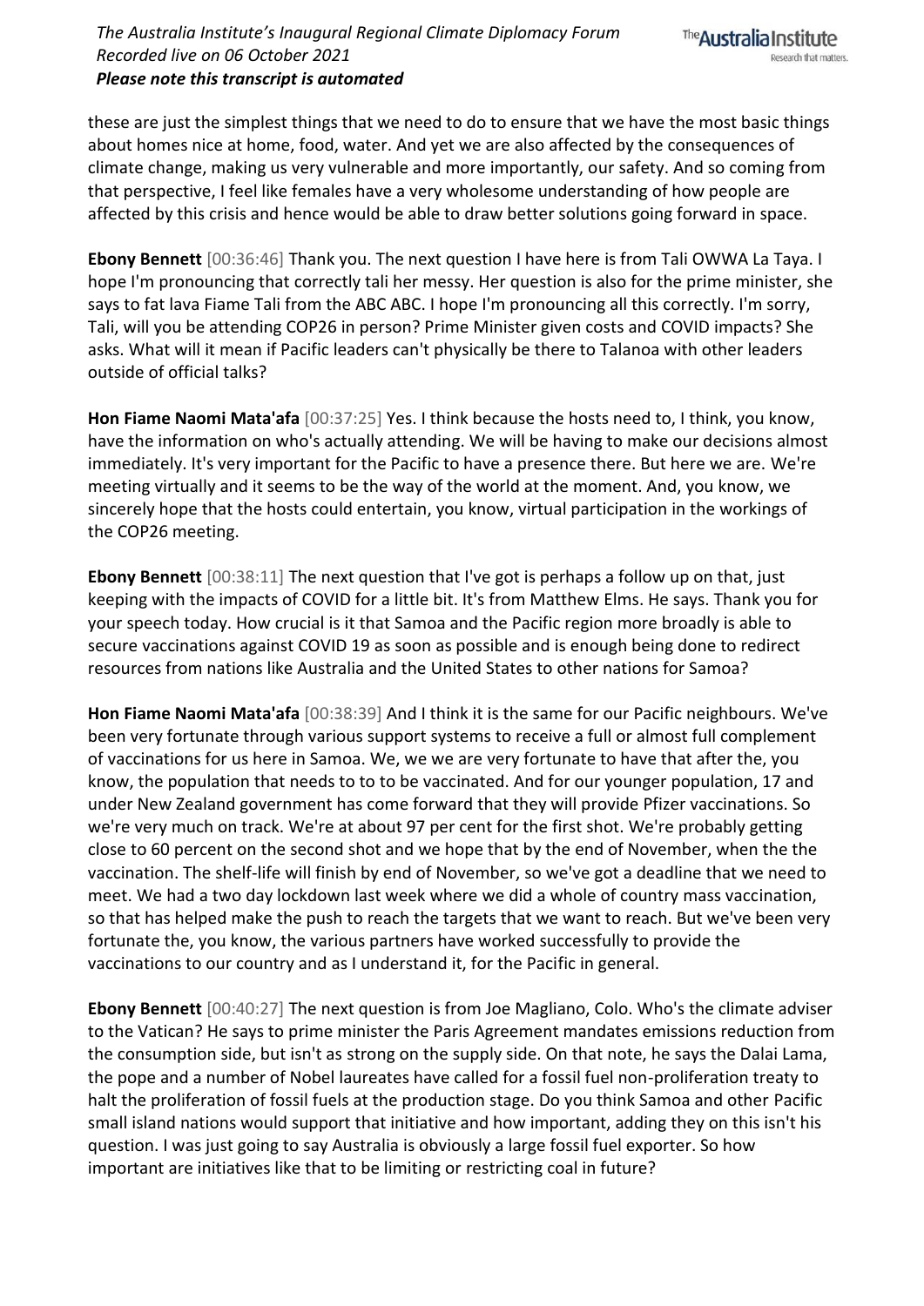these are just the simplest things that we need to do to ensure that we have the most basic things about homes nice at home, food, water. And yet we are also affected by the consequences of climate change, making us very vulnerable and more importantly, our safety. And so coming from that perspective, I feel like females have a very wholesome understanding of how people are affected by this crisis and hence would be able to draw better solutions going forward in space.

**Ebony Bennett** [00:36:46] Thank you. The next question I have here is from Tali OWWA La Taya. I hope I'm pronouncing that correctly tali her messy. Her question is also for the prime minister, she says to fat lava Fiame Tali from the ABC ABC. I hope I'm pronouncing all this correctly. I'm sorry, Tali, will you be attending COP26 in person? Prime Minister given costs and COVID impacts? She asks. What will it mean if Pacific leaders can't physically be there to Talanoa with other leaders outside of official talks?

**Hon Fiame Naomi Mata'afa** [00:37:25] Yes. I think because the hosts need to, I think, you know, have the information on who's actually attending. We will be having to make our decisions almost immediately. It's very important for the Pacific to have a presence there. But here we are. We're meeting virtually and it seems to be the way of the world at the moment. And, you know, we sincerely hope that the hosts could entertain, you know, virtual participation in the workings of the COP26 meeting.

**Ebony Bennett** [00:38:11] The next question that I've got is perhaps a follow up on that, just keeping with the impacts of COVID for a little bit. It's from Matthew Elms. He says. Thank you for your speech today. How crucial is it that Samoa and the Pacific region more broadly is able to secure vaccinations against COVID 19 as soon as possible and is enough being done to redirect resources from nations like Australia and the United States to other nations for Samoa?

**Hon Fiame Naomi Mata'afa** [00:38:39] And I think it is the same for our Pacific neighbours. We've been very fortunate through various support systems to receive a full or almost full complement of vaccinations for us here in Samoa. We, we we are very fortunate to have that after the, you know, the population that needs to to to be vaccinated. And for our younger population, 17 and under New Zealand government has come forward that they will provide Pfizer vaccinations. So we're very much on track. We're at about 97 per cent for the first shot. We're probably getting close to 60 percent on the second shot and we hope that by the end of November, when the the vaccination. The shelf-life will finish by end of November, so we've got a deadline that we need to meet. We had a two day lockdown last week where we did a whole of country mass vaccination, so that has helped make the push to reach the targets that we want to reach. But we've been very fortunate the, you know, the various partners have worked successfully to provide the vaccinations to our country and as I understand it, for the Pacific in general.

**Ebony Bennett** [00:40:27] The next question is from Joe Magliano, Colo. Who's the climate adviser to the Vatican? He says to prime minister the Paris Agreement mandates emissions reduction from the consumption side, but isn't as strong on the supply side. On that note, he says the Dalai Lama, the pope and a number of Nobel laureates have called for a fossil fuel non-proliferation treaty to halt the proliferation of fossil fuels at the production stage. Do you think Samoa and other Pacific small island nations would support that initiative and how important, adding they on this isn't his question. I was just going to say Australia is obviously a large fossil fuel exporter. So how important are initiatives like that to be limiting or restricting coal in future?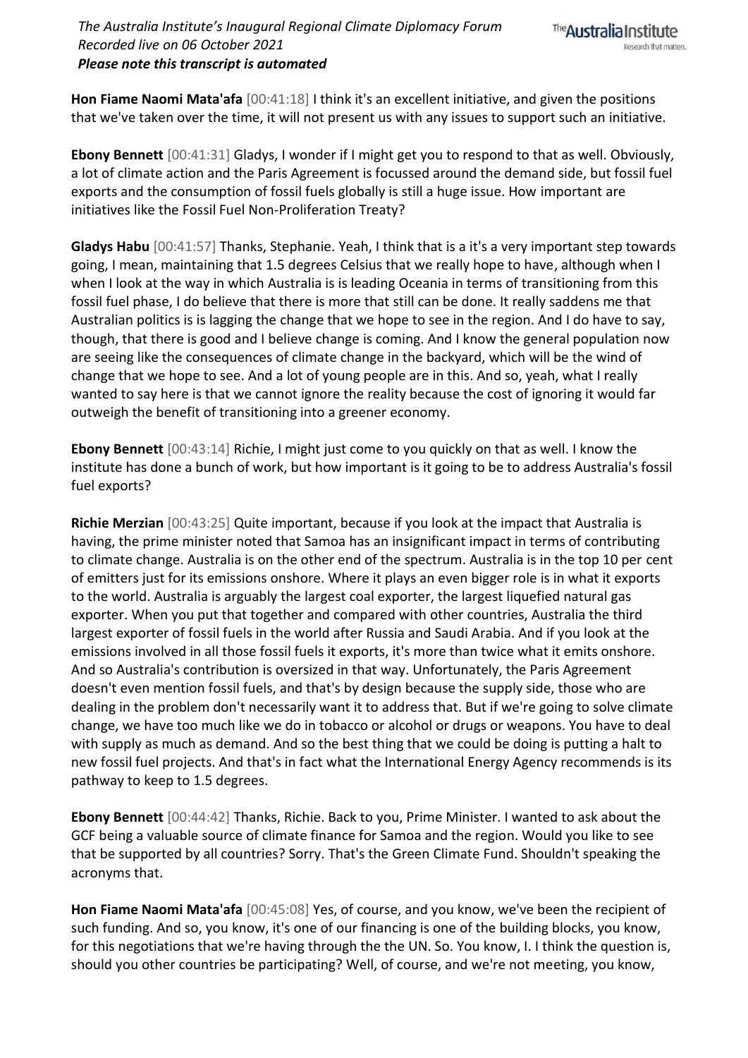**Hon Fiame Naomi Mata'afa** [00:41:18] I think it's an excellent initiative, and given the positions that we've taken over the time, it will not present us with any issues to support such an initiative.

**Ebony Bennett** [00:41:31] Gladys, I wonder if I might get you to respond to that as well. Obviously, a lot of climate action and the Paris Agreement is focussed around the demand side, but fossil fuel exports and the consumption of fossil fuels globally is still a huge issue. How important are initiatives like the Fossil Fuel Non-Proliferation Treaty?

**Gladys Habu** [00:41:57] Thanks, Stephanie. Yeah, I think that is a it's a very important step towards going, I mean, maintaining that 1.5 degrees Celsius that we really hope to have, although when I when I look at the way in which Australia is is leading Oceania in terms of transitioning from this fossil fuel phase, I do believe that there is more that still can be done. It really saddens me that Australian politics is is lagging the change that we hope to see in the region. And I do have to say, though, that there is good and I believe change is coming. And I know the general population now are seeing like the consequences of climate change in the backyard, which will be the wind of change that we hope to see. And a lot of young people are in this. And so, yeah, what I really wanted to say here is that we cannot ignore the reality because the cost of ignoring it would far outweigh the benefit of transitioning into a greener economy.

**Ebony Bennett** [00:43:14] Richie, I might just come to you quickly on that as well. I know the institute has done a bunch of work, but how important is it going to be to address Australia's fossil fuel exports?

**Richie Merzian** [00:43:25] Quite important, because if you look at the impact that Australia is having, the prime minister noted that Samoa has an insignificant impact in terms of contributing to climate change. Australia is on the other end of the spectrum. Australia is in the top 10 per cent of emitters just for its emissions onshore. Where it plays an even bigger role is in what it exports to the world. Australia is arguably the largest coal exporter, the largest liquefied natural gas exporter. When you put that together and compared with other countries, Australia the third largest exporter of fossil fuels in the world after Russia and Saudi Arabia. And if you look at the emissions involved in all those fossil fuels it exports, it's more than twice what it emits onshore. And so Australia's contribution is oversized in that way. Unfortunately, the Paris Agreement doesn't even mention fossil fuels, and that's by design because the supply side, those who are dealing in the problem don't necessarily want it to address that. But if we're going to solve climate change, we have too much like we do in tobacco or alcohol or drugs or weapons. You have to deal with supply as much as demand. And so the best thing that we could be doing is putting a halt to new fossil fuel projects. And that's in fact what the International Energy Agency recommends is its pathway to keep to 1.5 degrees.

**Ebony Bennett** [00:44:42] Thanks, Richie. Back to you, Prime Minister. I wanted to ask about the GCF being a valuable source of climate finance for Samoa and the region. Would you like to see that be supported by all countries? Sorry. That's the Green Climate Fund. Shouldn't speaking the acronyms that.

**Hon Fiame Naomi Mata'afa** [00:45:08] Yes, of course, and you know, we've been the recipient of such funding. And so, you know, it's one of our financing is one of the building blocks, you know, for this negotiations that we're having through the the UN. So. You know, I. I think the question is, should you other countries be participating? Well, of course, and we're not meeting, you know,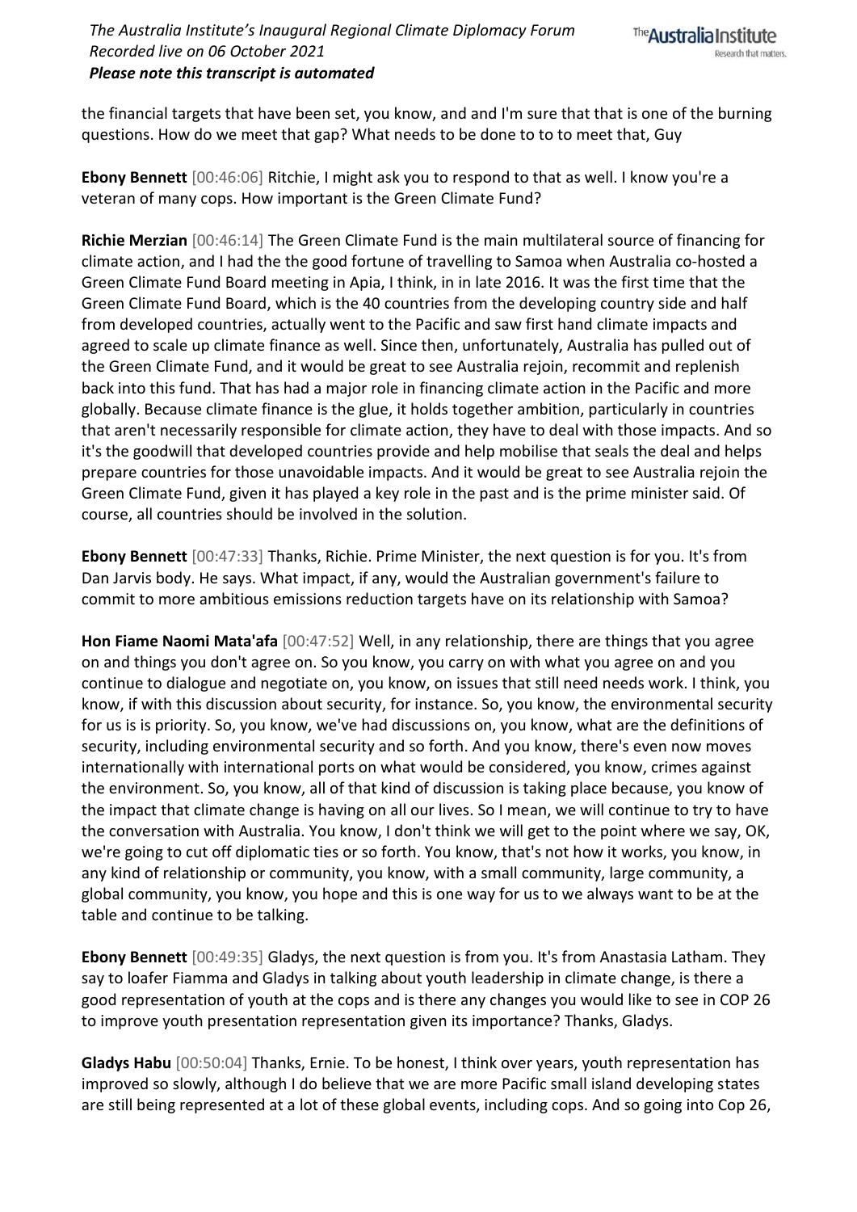the financial targets that have been set, you know, and and I'm sure that that is one of the burning questions. How do we meet that gap? What needs to be done to to to meet that, Guy

**Ebony Bennett** [00:46:06] Ritchie, I might ask you to respond to that as well. I know you're a veteran of many cops. How important is the Green Climate Fund?

**Richie Merzian** [00:46:14] The Green Climate Fund is the main multilateral source of financing for climate action, and I had the the good fortune of travelling to Samoa when Australia co-hosted a Green Climate Fund Board meeting in Apia, I think, in in late 2016. It was the first time that the Green Climate Fund Board, which is the 40 countries from the developing country side and half from developed countries, actually went to the Pacific and saw first hand climate impacts and agreed to scale up climate finance as well. Since then, unfortunately, Australia has pulled out of the Green Climate Fund, and it would be great to see Australia rejoin, recommit and replenish back into this fund. That has had a major role in financing climate action in the Pacific and more globally. Because climate finance is the glue, it holds together ambition, particularly in countries that aren't necessarily responsible for climate action, they have to deal with those impacts. And so it's the goodwill that developed countries provide and help mobilise that seals the deal and helps prepare countries for those unavoidable impacts. And it would be great to see Australia rejoin the Green Climate Fund, given it has played a key role in the past and is the prime minister said. Of course, all countries should be involved in the solution.

**Ebony Bennett** [00:47:33] Thanks, Richie. Prime Minister, the next question is for you. It's from Dan Jarvis body. He says. What impact, if any, would the Australian government's failure to commit to more ambitious emissions reduction targets have on its relationship with Samoa?

**Hon Fiame Naomi Mata'afa** [00:47:52] Well, in any relationship, there are things that you agree on and things you don't agree on. So you know, you carry on with what you agree on and you continue to dialogue and negotiate on, you know, on issues that still need needs work. I think, you know, if with this discussion about security, for instance. So, you know, the environmental security for us is is priority. So, you know, we've had discussions on, you know, what are the definitions of security, including environmental security and so forth. And you know, there's even now moves internationally with international ports on what would be considered, you know, crimes against the environment. So, you know, all of that kind of discussion is taking place because, you know of the impact that climate change is having on all our lives. So I mean, we will continue to try to have the conversation with Australia. You know, I don't think we will get to the point where we say, OK, we're going to cut off diplomatic ties or so forth. You know, that's not how it works, you know, in any kind of relationship or community, you know, with a small community, large community, a global community, you know, you hope and this is one way for us to we always want to be at the table and continue to be talking.

**Ebony Bennett** [00:49:35] Gladys, the next question is from you. It's from Anastasia Latham. They say to loafer Fiamma and Gladys in talking about youth leadership in climate change, is there a good representation of youth at the cops and is there any changes you would like to see in COP 26 to improve youth presentation representation given its importance? Thanks, Gladys.

**Gladys Habu** [00:50:04] Thanks, Ernie. To be honest, I think over years, youth representation has improved so slowly, although I do believe that we are more Pacific small island developing states are still being represented at a lot of these global events, including cops. And so going into Cop 26,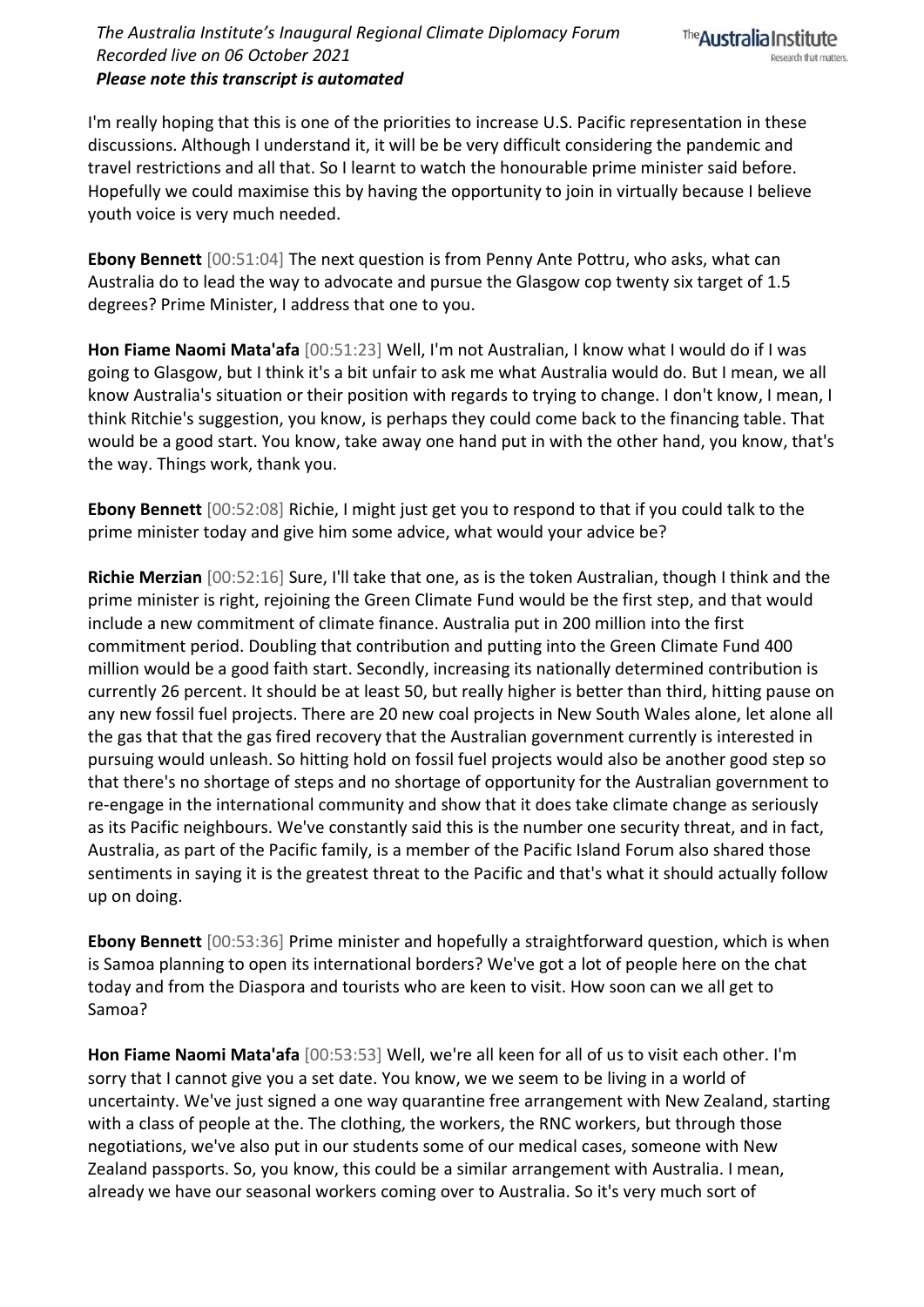I'm really hoping that this is one of the priorities to increase U.S. Pacific representation in these discussions. Although I understand it, it will be be very difficult considering the pandemic and travel restrictions and all that. So I learnt to watch the honourable prime minister said before. Hopefully we could maximise this by having the opportunity to join in virtually because I believe youth voice is very much needed.

**Ebony Bennett** [00:51:04] The next question is from Penny Ante Pottru, who asks, what can Australia do to lead the way to advocate and pursue the Glasgow cop twenty six target of 1.5 degrees? Prime Minister, I address that one to you.

**Hon Fiame Naomi Mata'afa** [00:51:23] Well, I'm not Australian, I know what I would do if I was going to Glasgow, but I think it's a bit unfair to ask me what Australia would do. But I mean, we all know Australia's situation or their position with regards to trying to change. I don't know, I mean, I think Ritchie's suggestion, you know, is perhaps they could come back to the financing table. That would be a good start. You know, take away one hand put in with the other hand, you know, that's the way. Things work, thank you.

**Ebony Bennett** [00:52:08] Richie, I might just get you to respond to that if you could talk to the prime minister today and give him some advice, what would your advice be?

**Richie Merzian** [00:52:16] Sure, I'll take that one, as is the token Australian, though I think and the prime minister is right, rejoining the Green Climate Fund would be the first step, and that would include a new commitment of climate finance. Australia put in 200 million into the first commitment period. Doubling that contribution and putting into the Green Climate Fund 400 million would be a good faith start. Secondly, increasing its nationally determined contribution is currently 26 percent. It should be at least 50, but really higher is better than third, hitting pause on any new fossil fuel projects. There are 20 new coal projects in New South Wales alone, let alone all the gas that that the gas fired recovery that the Australian government currently is interested in pursuing would unleash. So hitting hold on fossil fuel projects would also be another good step so that there's no shortage of steps and no shortage of opportunity for the Australian government to re-engage in the international community and show that it does take climate change as seriously as its Pacific neighbours. We've constantly said this is the number one security threat, and in fact, Australia, as part of the Pacific family, is a member of the Pacific Island Forum also shared those sentiments in saying it is the greatest threat to the Pacific and that's what it should actually follow up on doing.

**Ebony Bennett** [00:53:36] Prime minister and hopefully a straightforward question, which is when is Samoa planning to open its international borders? We've got a lot of people here on the chat today and from the Diaspora and tourists who are keen to visit. How soon can we all get to Samoa?

**Hon Fiame Naomi Mata'afa** [00:53:53] Well, we're all keen for all of us to visit each other. I'm sorry that I cannot give you a set date. You know, we we seem to be living in a world of uncertainty. We've just signed a one way quarantine free arrangement with New Zealand, starting with a class of people at the. The clothing, the workers, the RNC workers, but through those negotiations, we've also put in our students some of our medical cases, someone with New Zealand passports. So, you know, this could be a similar arrangement with Australia. I mean, already we have our seasonal workers coming over to Australia. So it's very much sort of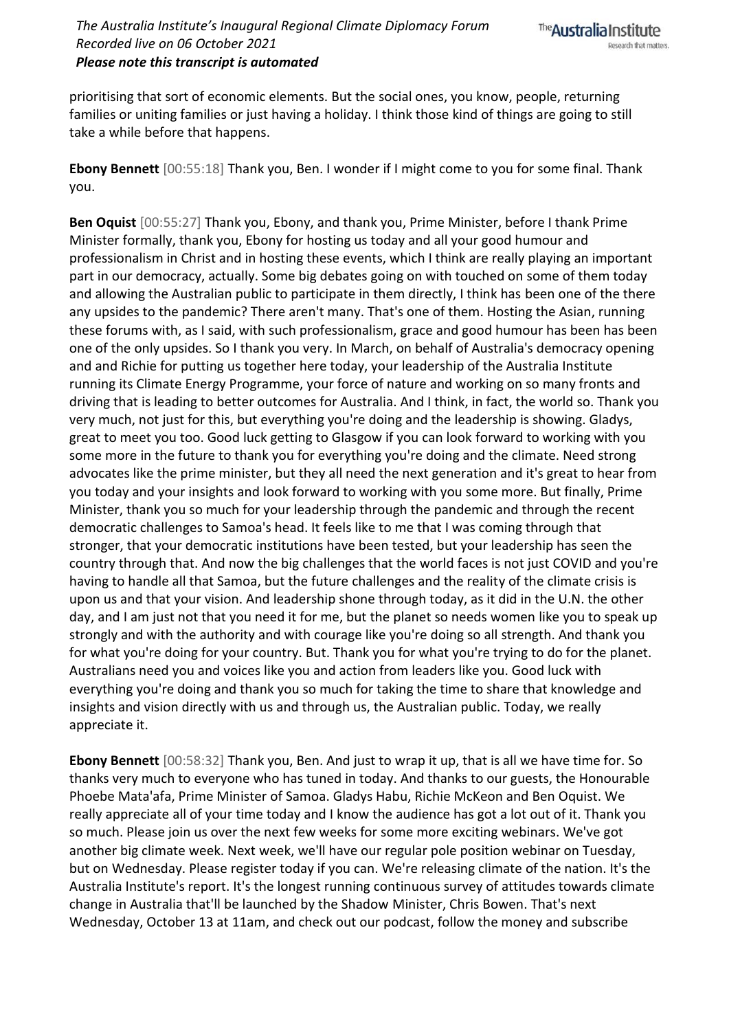prioritising that sort of economic elements. But the social ones, you know, people, returning families or uniting families or just having a holiday. I think those kind of things are going to still take a while before that happens.

**Ebony Bennett** [00:55:18] Thank you, Ben. I wonder if I might come to you for some final. Thank you.

**Ben Oquist** [00:55:27] Thank you, Ebony, and thank you, Prime Minister, before I thank Prime Minister formally, thank you, Ebony for hosting us today and all your good humour and professionalism in Christ and in hosting these events, which I think are really playing an important part in our democracy, actually. Some big debates going on with touched on some of them today and allowing the Australian public to participate in them directly, I think has been one of the there any upsides to the pandemic? There aren't many. That's one of them. Hosting the Asian, running these forums with, as I said, with such professionalism, grace and good humour has been has been one of the only upsides. So I thank you very. In March, on behalf of Australia's democracy opening and and Richie for putting us together here today, your leadership of the Australia Institute running its Climate Energy Programme, your force of nature and working on so many fronts and driving that is leading to better outcomes for Australia. And I think, in fact, the world so. Thank you very much, not just for this, but everything you're doing and the leadership is showing. Gladys, great to meet you too. Good luck getting to Glasgow if you can look forward to working with you some more in the future to thank you for everything you're doing and the climate. Need strong advocates like the prime minister, but they all need the next generation and it's great to hear from you today and your insights and look forward to working with you some more. But finally, Prime Minister, thank you so much for your leadership through the pandemic and through the recent democratic challenges to Samoa's head. It feels like to me that I was coming through that stronger, that your democratic institutions have been tested, but your leadership has seen the country through that. And now the big challenges that the world faces is not just COVID and you're having to handle all that Samoa, but the future challenges and the reality of the climate crisis is upon us and that your vision. And leadership shone through today, as it did in the U.N. the other day, and I am just not that you need it for me, but the planet so needs women like you to speak up strongly and with the authority and with courage like you're doing so all strength. And thank you for what you're doing for your country. But. Thank you for what you're trying to do for the planet. Australians need you and voices like you and action from leaders like you. Good luck with everything you're doing and thank you so much for taking the time to share that knowledge and insights and vision directly with us and through us, the Australian public. Today, we really appreciate it.

**Ebony Bennett** [00:58:32] Thank you, Ben. And just to wrap it up, that is all we have time for. So thanks very much to everyone who has tuned in today. And thanks to our guests, the Honourable Phoebe Mata'afa, Prime Minister of Samoa. Gladys Habu, Richie McKeon and Ben Oquist. We really appreciate all of your time today and I know the audience has got a lot out of it. Thank you so much. Please join us over the next few weeks for some more exciting webinars. We've got another big climate week. Next week, we'll have our regular pole position webinar on Tuesday, but on Wednesday. Please register today if you can. We're releasing climate of the nation. It's the Australia Institute's report. It's the longest running continuous survey of attitudes towards climate change in Australia that'll be launched by the Shadow Minister, Chris Bowen. That's next Wednesday, October 13 at 11am, and check out our podcast, follow the money and subscribe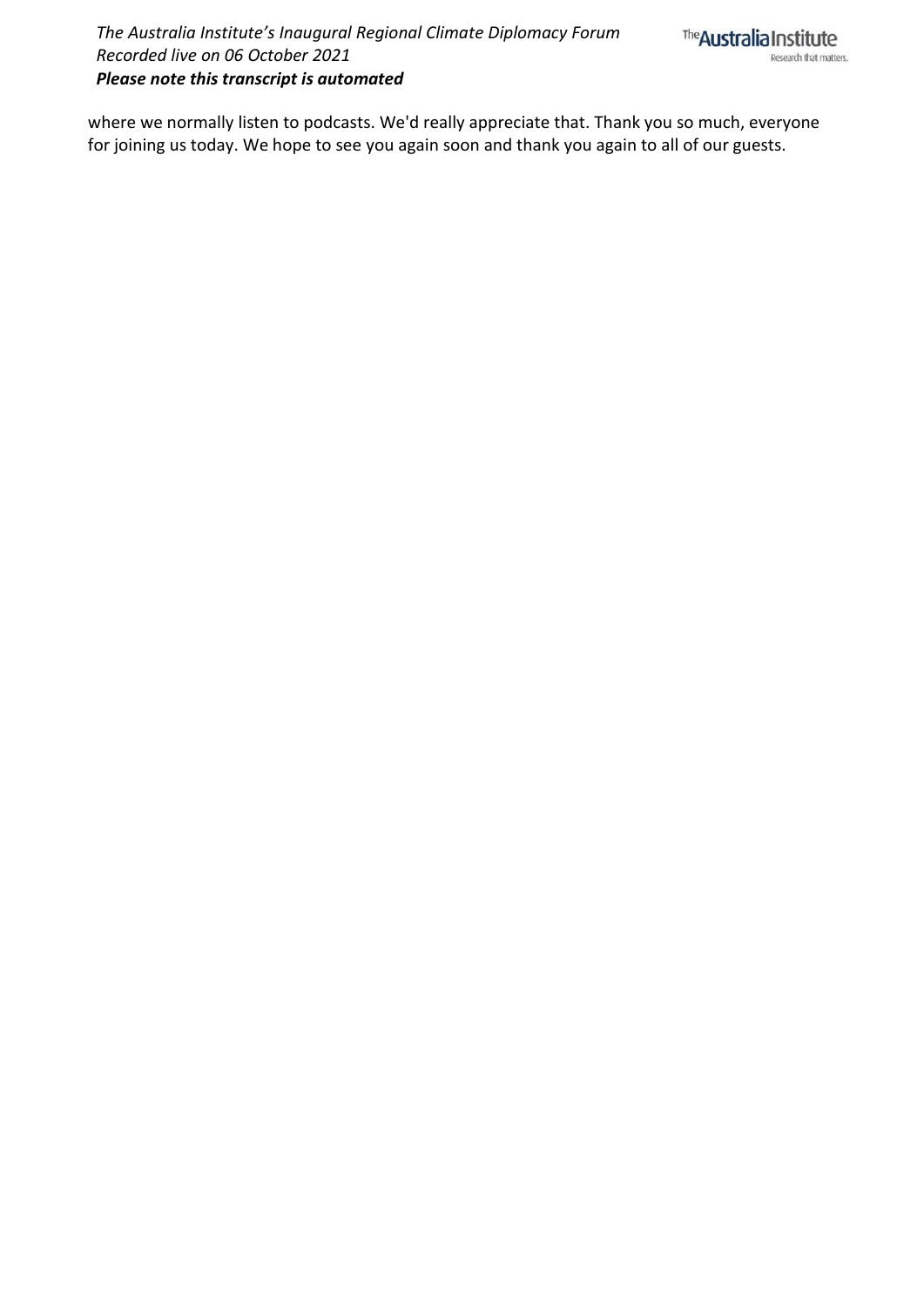where we normally listen to podcasts. We'd really appreciate that. Thank you so much, everyone for joining us today. We hope to see you again soon and thank you again to all of our guests.